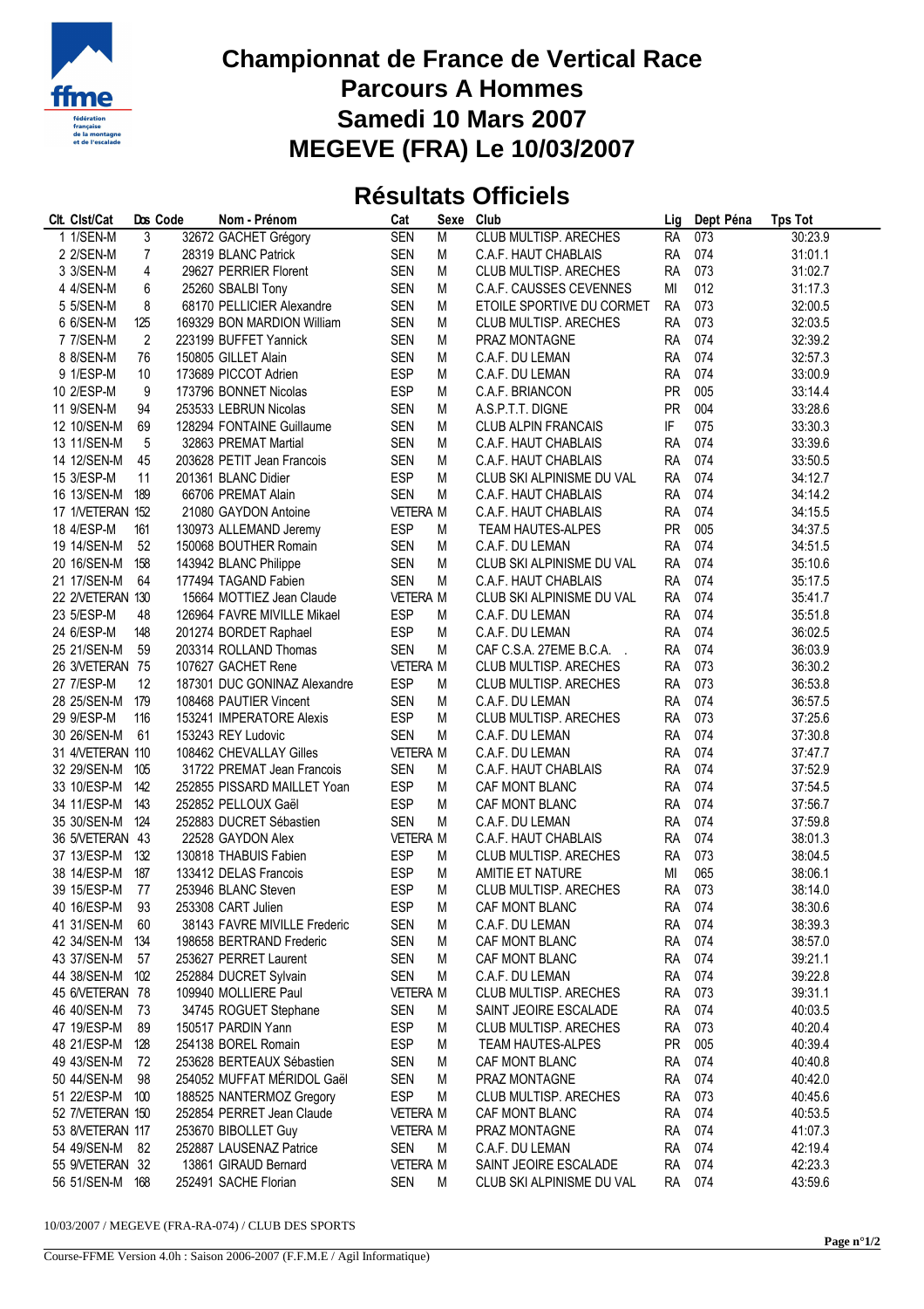# Championnat de France de Vertical Race
# Parcours A Hommes
# Samedi 10 Mars 2007
# MEGEVE (FRA) Le 10/03/2007

## Résultats Officiels

| Clt. | Clst/Cat | Dos | Code | Nom - Prénom | Cat | Sexe | Club | Lig | Dept | Péna | Tps Tot |
|---|---|---|---|---|---|---|---|---|---|---|---|
| 1 | 1/SEN-M | 3 | 32672 | GACHET Grégory | SEN | M | CLUB MULTISP. ARECHES | RA | 073 | | 30:23.9 |
| 2 | 2/SEN-M | 7 | 28319 | BLANC Patrick | SEN | M | C.A.F. HAUT CHABLAIS | RA | 074 | | 31:01.1 |
| 3 | 3/SEN-M | 4 | 29627 | PERRIER Florent | SEN | M | CLUB MULTISP. ARECHES | RA | 073 | | 31:02.7 |
| 4 | 4/SEN-M | 6 | 25260 | SBALBI Tony | SEN | M | C.A.F. CAUSSES CEVENNES | MI | 012 | | 31:17.3 |
| 5 | 5/SEN-M | 8 | 68170 | PELLICIER Alexandre | SEN | M | ETOILE SPORTIVE DU CORMET | RA | 073 | | 32:00.5 |
| 6 | 6/SEN-M | 125 | 169329 | BON MARDION William | SEN | M | CLUB MULTISP. ARECHES | RA | 073 | | 32:03.5 |
| 7 | 7/SEN-M | 2 | 223199 | BUFFET Yannick | SEN | M | PRAZ MONTAGNE | RA | 074 | | 32:39.2 |
| 8 | 8/SEN-M | 76 | 150805 | GILLET Alain | SEN | M | C.A.F. DU LEMAN | RA | 074 | | 32:57.3 |
| 9 | 1/ESP-M | 10 | 173689 | PICCOT Adrien | ESP | M | C.A.F. DU LEMAN | RA | 074 | | 33:00.9 |
| 10 | 2/ESP-M | 9 | 173796 | BONNET Nicolas | ESP | M | C.A.F. BRIANCON | PR | 005 | | 33:14.4 |
| 11 | 9/SEN-M | 94 | 253533 | LEBRUN Nicolas | SEN | M | A.S.P.T.T. DIGNE | PR | 004 | | 33:28.6 |
| 12 | 10/SEN-M | 69 | 128294 | FONTAINE Guillaume | SEN | M | CLUB ALPIN FRANCAIS | IF | 075 | | 33:30.3 |
| 13 | 11/SEN-M | 5 | 32863 | PREMAT Martial | SEN | M | C.A.F. HAUT CHABLAIS | RA | 074 | | 33:39.6 |
| 14 | 12/SEN-M | 45 | 203628 | PETIT Jean Francois | SEN | M | C.A.F. HAUT CHABLAIS | RA | 074 | | 33:50.5 |
| 15 | 3/ESP-M | 11 | 201361 | BLANC Didier | ESP | M | CLUB SKI ALPINISME DU VAL | RA | 074 | | 34:12.7 |
| 16 | 13/SEN-M | 189 | 66706 | PREMAT Alain | SEN | M | C.A.F. HAUT CHABLAIS | RA | 074 | | 34:14.2 |
| 17 | 1/VETERAN | 152 | 21080 | GAYDON Antoine | VETERA | M | C.A.F. HAUT CHABLAIS | RA | 074 | | 34:15.5 |
| 18 | 4/ESP-M | 161 | 130973 | ALLEMAND Jeremy | ESP | M | TEAM HAUTES-ALPES | PR | 005 | | 34:37.5 |
| 19 | 14/SEN-M | 52 | 150068 | BOUTHER Romain | SEN | M | C.A.F. DU LEMAN | RA | 074 | | 34:51.5 |
| 20 | 16/SEN-M | 158 | 143942 | BLANC Philippe | SEN | M | CLUB SKI ALPINISME DU VAL | RA | 074 | | 35:10.6 |
| 21 | 17/SEN-M | 64 | 177494 | TAGAND Fabien | SEN | M | C.A.F. HAUT CHABLAIS | RA | 074 | | 35:17.5 |
| 22 | 2/VETERAN | 130 | 15664 | MOTTIEZ Jean Claude | VETERA | M | CLUB SKI ALPINISME DU VAL | RA | 074 | | 35:41.7 |
| 23 | 5/ESP-M | 48 | 126964 | FAVRE MIVILLE Mikael | ESP | M | C.A.F. DU LEMAN | RA | 074 | | 35:51.8 |
| 24 | 6/ESP-M | 148 | 201274 | BORDET Raphael | ESP | M | C.A.F. DU LEMAN | RA | 074 | | 36:02.5 |
| 25 | 21/SEN-M | 59 | 203314 | ROLLAND Thomas | SEN | M | CAF C.S.A. 27EME B.C.A. . | RA | 074 | | 36:03.9 |
| 26 | 3/VETERAN | 75 | 107627 | GACHET Rene | VETERA | M | CLUB MULTISP. ARECHES | RA | 073 | | 36:30.2 |
| 27 | 7/ESP-M | 12 | 187301 | DUC GONINAZ Alexandre | ESP | M | CLUB MULTISP. ARECHES | RA | 073 | | 36:53.8 |
| 28 | 25/SEN-M | 179 | 108468 | PAUTIER Vincent | SEN | M | C.A.F. DU LEMAN | RA | 074 | | 36:57.5 |
| 29 | 9/ESP-M | 116 | 153241 | IMPERATORE Alexis | ESP | M | CLUB MULTISP. ARECHES | RA | 073 | | 37:25.6 |
| 30 | 26/SEN-M | 61 | 153243 | REY Ludovic | SEN | M | C.A.F. DU LEMAN | RA | 074 | | 37:30.8 |
| 31 | 4/VETERAN | 110 | 108462 | CHEVALLAY Gilles | VETERA | M | C.A.F. DU LEMAN | RA | 074 | | 37:47.7 |
| 32 | 29/SEN-M | 105 | 31722 | PREMAT Jean Francois | SEN | M | C.A.F. HAUT CHABLAIS | RA | 074 | | 37:52.9 |
| 33 | 10/ESP-M | 142 | 252855 | PISSARD MAILLET Yoan | ESP | M | CAF MONT BLANC | RA | 074 | | 37:54.5 |
| 34 | 11/ESP-M | 143 | 252852 | PELLOUX Gaël | ESP | M | CAF MONT BLANC | RA | 074 | | 37:56.7 |
| 35 | 30/SEN-M | 124 | 252883 | DUCRET Sébastien | SEN | M | C.A.F. DU LEMAN | RA | 074 | | 37:59.8 |
| 36 | 5/VETERAN | 43 | 22528 | GAYDON Alex | VETERA | M | C.A.F. HAUT CHABLAIS | RA | 074 | | 38:01.3 |
| 37 | 13/ESP-M | 132 | 130818 | THABUIS Fabien | ESP | M | CLUB MULTISP. ARECHES | RA | 073 | | 38:04.5 |
| 38 | 14/ESP-M | 187 | 133412 | DELAS Francois | ESP | M | AMITIE ET NATURE | MI | 065 | | 38:06.1 |
| 39 | 15/ESP-M | 77 | 253946 | BLANC Steven | ESP | M | CLUB MULTISP. ARECHES | RA | 073 | | 38:14.0 |
| 40 | 16/ESP-M | 93 | 253308 | CART Julien | ESP | M | CAF MONT BLANC | RA | 074 | | 38:30.6 |
| 41 | 31/SEN-M | 60 | 38143 | FAVRE MIVILLE Frederic | SEN | M | C.A.F. DU LEMAN | RA | 074 | | 38:39.3 |
| 42 | 34/SEN-M | 134 | 198658 | BERTRAND Frederic | SEN | M | CAF MONT BLANC | RA | 074 | | 38:57.0 |
| 43 | 37/SEN-M | 57 | 253627 | PERRET Laurent | SEN | M | CAF MONT BLANC | RA | 074 | | 39:21.1 |
| 44 | 38/SEN-M | 102 | 252884 | DUCRET Sylvain | SEN | M | C.A.F. DU LEMAN | RA | 074 | | 39:22.8 |
| 45 | 6/VETERAN | 78 | 109940 | MOLLIERE Paul | VETERA | M | CLUB MULTISP. ARECHES | RA | 073 | | 39:31.1 |
| 46 | 40/SEN-M | 73 | 34745 | ROGUET Stephane | SEN | M | SAINT JEOIRE ESCALADE | RA | 074 | | 40:03.5 |
| 47 | 19/ESP-M | 89 | 150517 | PARDIN Yann | ESP | M | CLUB MULTISP. ARECHES | RA | 073 | | 40:20.4 |
| 48 | 21/ESP-M | 128 | 254138 | BOREL Romain | ESP | M | TEAM HAUTES-ALPES | PR | 005 | | 40:39.4 |
| 49 | 43/SEN-M | 72 | 253628 | BERTEAUX Sébastien | SEN | M | CAF MONT BLANC | RA | 074 | | 40:40.8 |
| 50 | 44/SEN-M | 98 | 254052 | MUFFAT MÉRIDOL Gaël | SEN | M | PRAZ MONTAGNE | RA | 074 | | 40:42.0 |
| 51 | 22/ESP-M | 100 | 188525 | NANTERMOZ Gregory | ESP | M | CLUB MULTISP. ARECHES | RA | 073 | | 40:45.6 |
| 52 | 7/VETERAN | 150 | 252854 | PERRET Jean Claude | VETERA | M | CAF MONT BLANC | RA | 074 | | 40:53.5 |
| 53 | 8/VETERAN | 117 | 253670 | BIBOLLET Guy | VETERA | M | PRAZ MONTAGNE | RA | 074 | | 41:07.3 |
| 54 | 49/SEN-M | 82 | 252887 | LAUSENAZ Patrice | SEN | M | C.A.F. DU LEMAN | RA | 074 | | 42:19.4 |
| 55 | 9/VETERAN | 32 | 13861 | GIRAUD Bernard | VETERA | M | SAINT JEOIRE ESCALADE | RA | 074 | | 42:23.3 |
| 56 | 51/SEN-M | 168 | 252491 | SACHE Florian | SEN | M | CLUB SKI ALPINISME DU VAL | RA | 074 | | 43:59.6 |

10/03/2007 / MEGEVE (FRA-RA-074) / CLUB DES SPORTS

Course-FFME Version 4.0h : Saison 2006-2007 (F.F.M.E / Agil Informatique)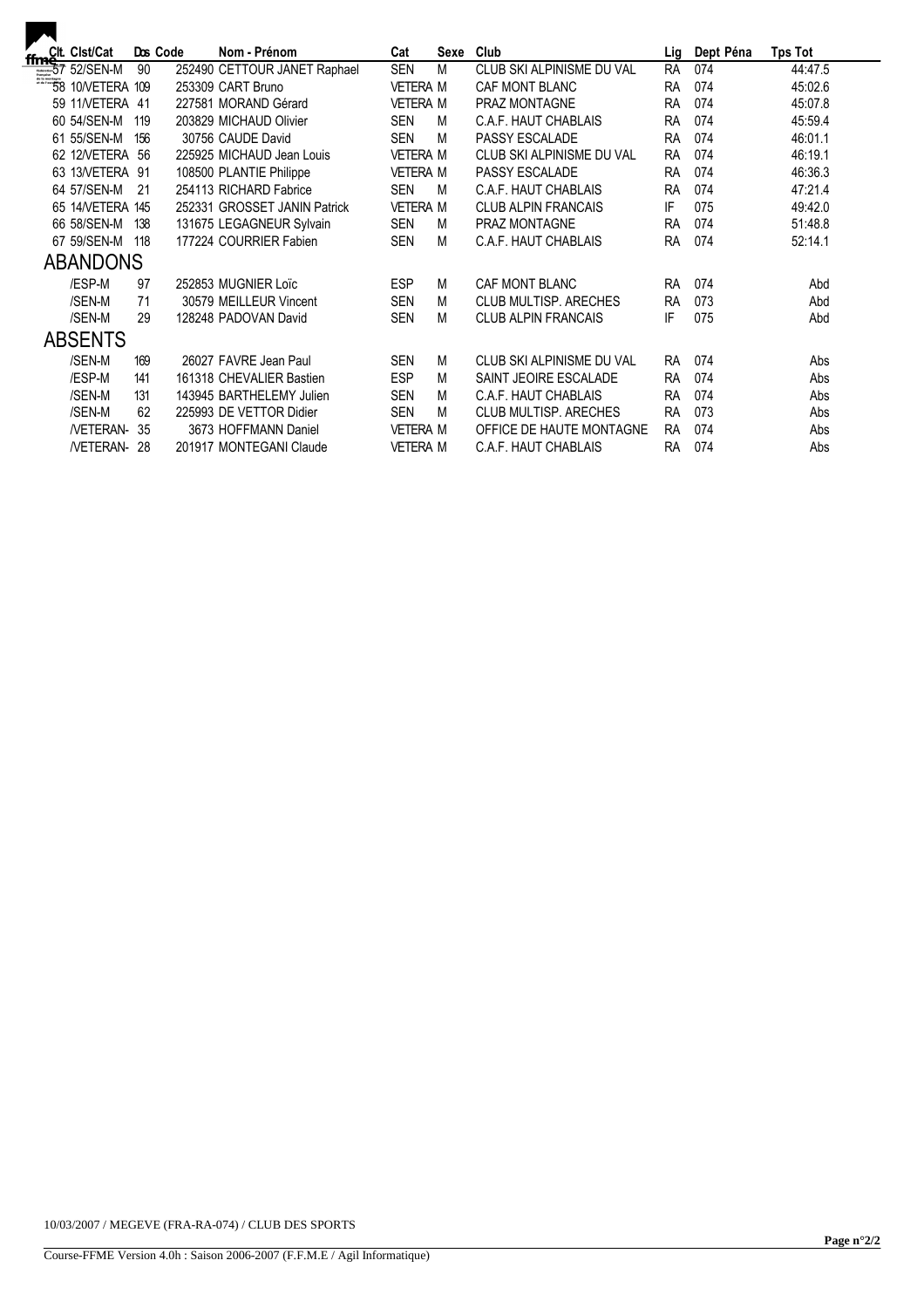| Clt. | Clst/Cat | Dos | Code | Nom - Prénom | Cat | Sexe | Club | Lig | Dept | Péna | Tps Tot |
|---|---|---|---|---|---|---|---|---|---|---|---|
| 57 | 52/SEN-M | 90 | 252490 | CETTOUR JANET Raphael | SEN | M | CLUB SKI ALPINISME DU VAL | RA | 074 | | 44:47.5 |
| 58 | 10/VETERA | 109 | 253309 | CART Bruno | VETERA | M | CAF MONT BLANC | RA | 074 | | 45:02.6 |
| 59 | 11/VETERA | 41 | 227581 | MORAND Gérard | VETERA | M | PRAZ MONTAGNE | RA | 074 | | 45:07.8 |
| 60 | 54/SEN-M | 119 | 203829 | MICHAUD Olivier | SEN | M | C.A.F. HAUT CHABLAIS | RA | 074 | | 45:59.4 |
| 61 | 55/SEN-M | 156 | 30756 | CAUDE David | SEN | M | PASSY ESCALADE | RA | 074 | | 46:01.1 |
| 62 | 12/VETERA | 56 | 225925 | MICHAUD Jean Louis | VETERA | M | CLUB SKI ALPINISME DU VAL | RA | 074 | | 46:19.1 |
| 63 | 13/VETERA | 91 | 108500 | PLANTIE Philippe | VETERA | M | PASSY ESCALADE | RA | 074 | | 46:36.3 |
| 64 | 57/SEN-M | 21 | 254113 | RICHARD Fabrice | SEN | M | C.A.F. HAUT CHABLAIS | RA | 074 | | 47:21.4 |
| 65 | 14/VETERA | 145 | 252331 | GROSSET JANIN Patrick | VETERA | M | CLUB ALPIN FRANCAIS | IF | 075 | | 49:42.0 |
| 66 | 58/SEN-M | 138 | 131675 | LEGAGNEUR Sylvain | SEN | M | PRAZ MONTAGNE | RA | 074 | | 51:48.8 |
| 67 | 59/SEN-M | 118 | 177224 | COURRIER Fabien | SEN | M | C.A.F. HAUT CHABLAIS | RA | 074 | | 52:14.1 |

## ABANDONS

| Clt. | Clst/Cat | Dos | Code | Nom - Prénom | Cat | Sexe | Club | Lig | Dept | Péna | Tps Tot |
|---|---|---|---|---|---|---|---|---|---|---|---|
| | /ESP-M | 97 | 252853 | MUGNIER Loïc | ESP | M | CAF MONT BLANC | RA | 074 | | Abd |
| | /SEN-M | 71 | 30579 | MEILLEUR Vincent | SEN | M | CLUB MULTISP. ARECHES | RA | 073 | | Abd |
| | /SEN-M | 29 | 128248 | PADOVAN David | SEN | M | CLUB ALPIN FRANCAIS | IF | 075 | | Abd |

## ABSENTS

| Clt. | Clst/Cat | Dos | Code | Nom - Prénom | Cat | Sexe | Club | Lig | Dept | Péna | Tps Tot |
|---|---|---|---|---|---|---|---|---|---|---|---|
| | /SEN-M | 169 | 26027 | FAVRE Jean Paul | SEN | M | CLUB SKI ALPINISME DU VAL | RA | 074 | | Abs |
| | /ESP-M | 141 | 161318 | CHEVALIER Bastien | ESP | M | SAINT JEOIRE ESCALADE | RA | 074 | | Abs |
| | /SEN-M | 131 | 143945 | BARTHELEMY Julien | SEN | M | C.A.F. HAUT CHABLAIS | RA | 074 | | Abs |
| | /SEN-M | 62 | 225993 | DE VETTOR Didier | SEN | M | CLUB MULTISP. ARECHES | RA | 073 | | Abs |
| | /VETERAN- | 35 | 3673 | HOFFMANN Daniel | VETERA | M | OFFICE DE HAUTE MONTAGNE | RA | 074 | | Abs |
| | /VETERAN- | 28 | 201917 | MONTEGANI Claude | VETERA | M | C.A.F. HAUT CHABLAIS | RA | 074 | | Abs |

10/03/2007 / MEGEVE (FRA-RA-074) / CLUB DES SPORTS

Course-FFME Version 4.0h : Saison 2006-2007 (F.F.M.E / Agil Informatique)